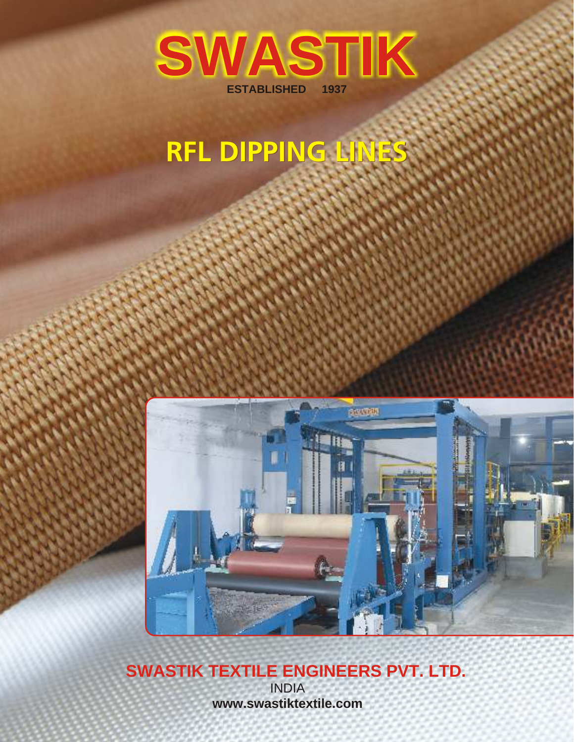# SWASTIK

ESTABLISHED 1937

# RFL DIPPING LINES

**SWASTIK TEXTILE ENGINEERS PVT. LTD.**

INDIA

**www.swastiktextile.com**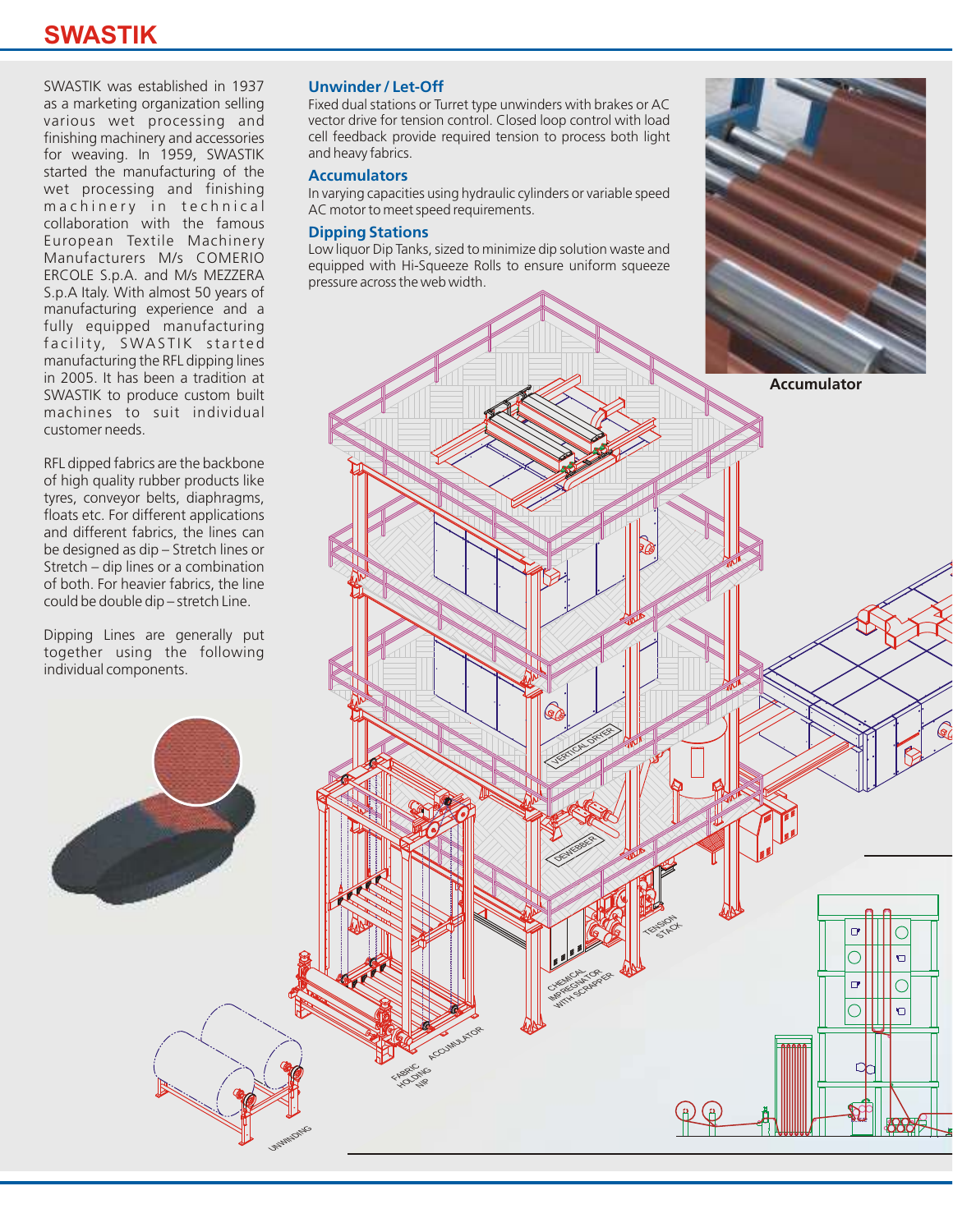# SWASTIK

SWASTIK was established in 1937 as a marketing organization selling various wet processing and finishing machinery and accessories for weaving. In 1959, SWASTIK started the manufacturing of the wet processing and finishing machinery in technical collaboration with the famous European Textile Machinery Manufacturers M/s COMERIO ERCOLE S.p.A. and M/s MEZZERA S.p.A Italy. With almost 50 years of manufacturing experience and a fully equipped manufacturing facility, SWASTIK started manufacturing the RFL dipping lines in 2005. It has been a tradition at SWASTIK to produce custom built machines to suit individual customer needs.

RFL dipped fabrics are the backbone of high quality rubber products like tyres, conveyor belts, diaphragms, floats etc. For different applications and different fabrics, the lines can be designed as dip – Stretch lines or Stretch – dip lines or a combination of both. For heavier fabrics, the line could be double dip – stretch Line.

Dipping Lines are generally put together using the following individual components.

## Unwinder / Let-Off

Fixed dual stations or Turret type unwinders with brakes or AC vector drive for tension control. Closed loop control with load cell feedback provide required tension to process both light and heavy fabrics.

## Accumulators

In varying capacities using hydraulic cylinders or variable speed AC motor to meet speed requirements.

## Dipping Stations

Low liquor Dip Tanks, sized to minimize dip solution waste and equipped with Hi-Squeeze Rolls to ensure uniform squeeze pressure across the web width.

Accumulator

VERTICAL DRYER

DEWEBBER

TENSION STACK

CHEMICAL IMPREGNATOR WITH SCRAPPER

ACCUMULATOR

FABRIC HOLDING NIP

UNWINDING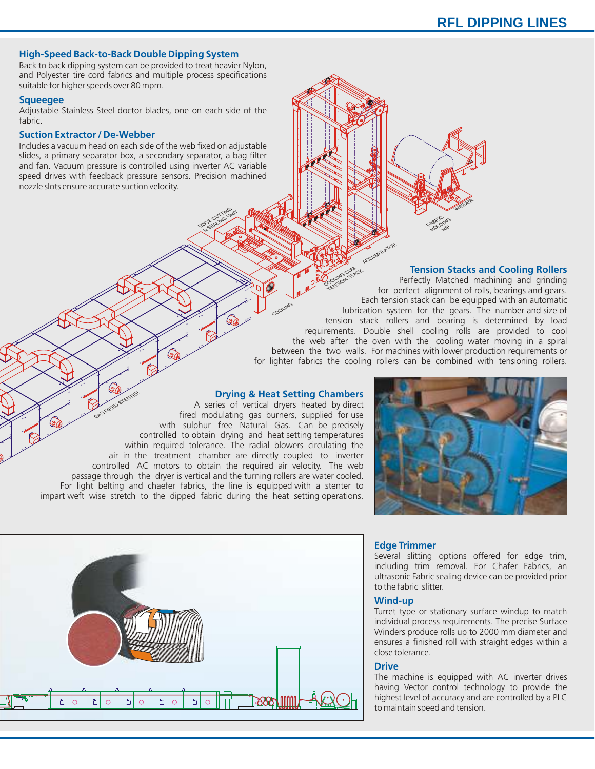## High-Speed Back-to-Back Double Dipping System

Back to back dipping system can be provided to treat heavier Nylon, and Polyester tire cord fabrics and multiple process specifications suitable for higher speeds over 80 mpm.

## Squeegee

Adjustable Stainless Steel doctor blades, one on each side of the fabric.

## Suction Extractor / De-Webber

Includes a vacuum head on each side of the web fixed on adjustable slides, a primary separator box, a secondary separator, a bag filter and fan. Vacuum pressure is controlled using inverter AC variable speed drives with feedback pressure sensors. Precision machined nozzle slots ensure accurate suction velocity.

## Tension Stacks and Cooling Rollers

Perfectly Matched machining and grinding for perfect alignment of rolls, bearings and gears. Each tension stack can be equipped with an automatic lubrication system for the gears. The number and size of tension stack rollers and bearing is determined by load requirements. Double shell cooling rolls are provided to cool the web after the oven with the cooling water moving in a spiral between the two walls. For machines with lower production requirements or for lighter fabrics the cooling rollers can be combined with tensioning rollers.

## Drying & Heat Setting Chambers

A series of vertical dryers heated by direct fired modulating gas burners, supplied for use with sulphur free Natural Gas. Can be precisely controlled to obtain drying and heat setting temperatures within required tolerance. The radial blowers circulating the air in the treatment chamber are directly coupled to inverter controlled AC motors to obtain the required air velocity. The web passage through the dryer is vertical and the turning rollers are water cooled. For light belting and chaefer fabrics, the line is equipped with a stenter to impart weft wise stretch to the dipped fabric during the heat setting operations.

## Edge Trimmer

Several slitting options offered for edge trim, including trim removal. For Chafer Fabrics, an ultrasonic Fabric sealing device can be provided prior to the fabric slitter.

## Wind-up

Turret type or stationary surface windup to match individual process requirements. The precise Surface Winders produce rolls up to 2000 mm diameter and ensures a finished roll with straight edges within a close tolerance.

## Drive

The machine is equipped with AC inverter drives having Vector control technology to provide the highest level of accuracy and are controlled by a PLC to maintain speed and tension.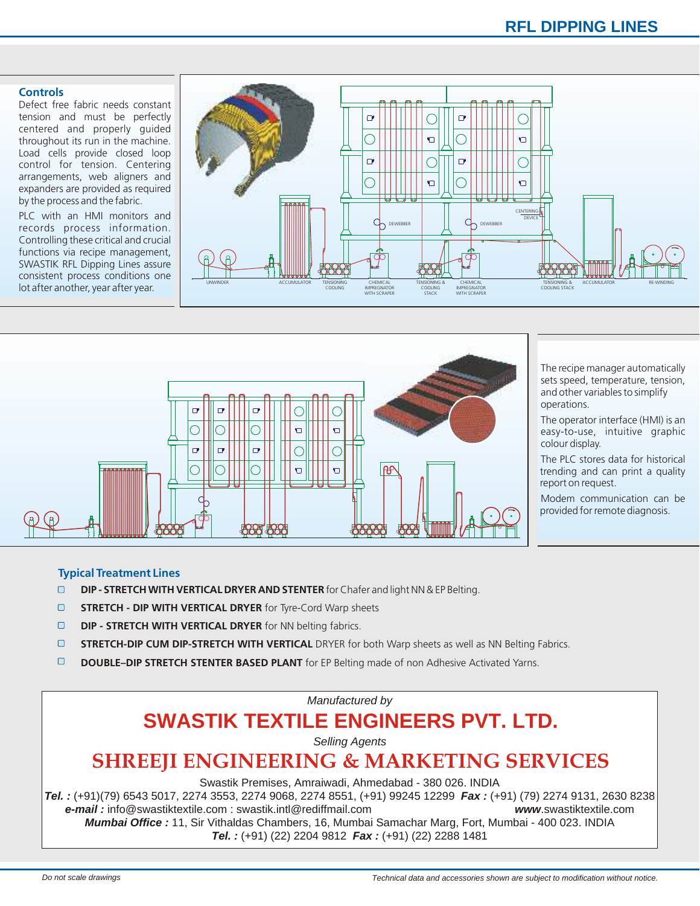## Controls

Defect free fabric needs constant tension and must be perfectly centered and properly guided throughout its run in the machine. Load cells provide closed loop control for tension. Centering arrangements, web aligners and expanders are provided as required by the process and the fabric.

PLC with an HMI monitors and records process information. Controlling these critical and crucial functions via recipe management, SWASTIK RFL Dipping Lines assure consistent process conditions one lot after another, year after year.

UNWINDER
ACCUMULATOR
TENSIONING COOLING
CHEMICAL IMPREGNATOR WITH SCRAPER
DEWEBBER
TENSIONING & COOLING STACK
CHEMICAL IMPREGNATOR WITH SCRAPER
DEWEBBER
CENTERING DEVICE
TENSIONING & COOLING STACK
ACCUMULATOR
RE-WINDING

The recipe manager automatically sets speed, temperature, tension, and other variables to simplify operations.

The operator interface (HMI) is an easy-to-use, intuitive graphic colour display.

The PLC stores data for historical trending and can print a quality report on request.

Modem communication can be provided for remote diagnosis.

## Typical Treatment Lines

- **DIP - STRETCH WITH VERTICAL DRYER AND STENTER** for Chafer and light NN & EP Belting.
- **STRETCH - DIP WITH VERTICAL DRYER** for Tyre-Cord Warp sheets
- **DIP - STRETCH WITH VERTICAL DRYER** for NN belting fabrics.
- **STRETCH-DIP CUM DIP-STRETCH WITH VERTICAL** DRYER for both Warp sheets as well as NN Belting Fabrics.
- **DOUBLE–DIP STRETCH STENTER BASED PLANT** for EP Belting made of non Adhesive Activated Yarns.

*Manufactured by*

# SWASTIK TEXTILE ENGINEERS PVT. LTD.

*Selling Agents*

# SHREEJI ENGINEERING & MARKETING SERVICES

Swastik Premises, Amraiwadi, Ahmedabad - 380 026. INDIA

***Tel. :*** (+91)(79) 6543 5017, 2274 3553, 2274 9068, 2274 8551, (+91) 99245 12299 ***Fax :*** (+91) (79) 2274 9131, 2630 8238

***e-mail :*** info@swastiktextile.com : swastik.intl@rediffmail.com ***www***.swastiktextile.com

***Mumbai Office :*** 11, Sir Vithaldas Chambers, 16, Mumbai Samachar Marg, Fort, Mumbai - 400 023. INDIA

***Tel. :*** (+91) (22) 2204 9812 ***Fax :*** (+91) (22) 2288 1481

*Do not scale drawings*

*Technical data and accessories shown are subject to modification without notice.*